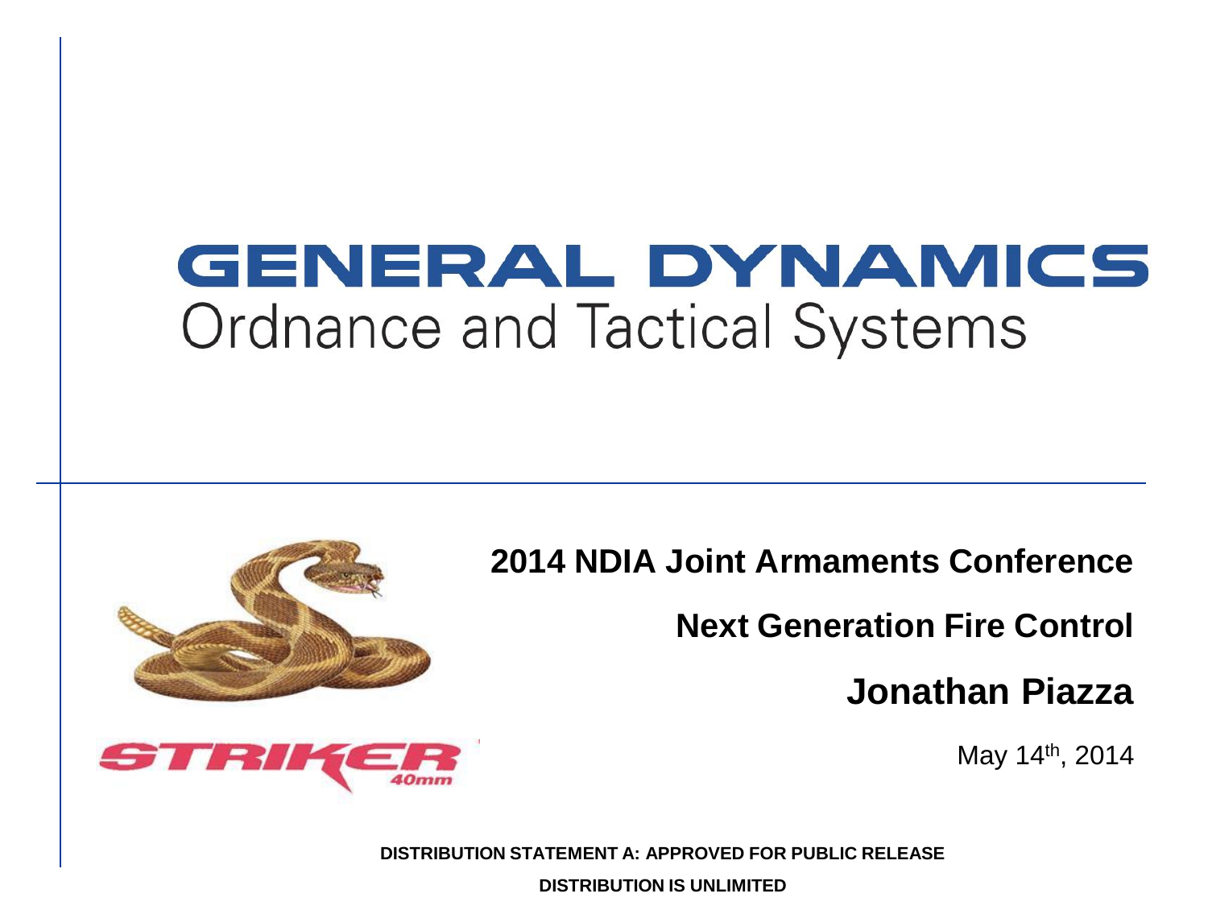# GENERAL DYNAMICS

## Ordnance and Tactical Systems

**2014 NDIA Joint Armaments Conference**

**Next Generation Fire Control**

**Jonathan Piazza**

May 14th, 2014

STRIKER 40mm

**DISTRIBUTION STATEMENT A: APPROVED FOR PUBLIC RELEASE**

**DISTRIBUTION IS UNLIMITED**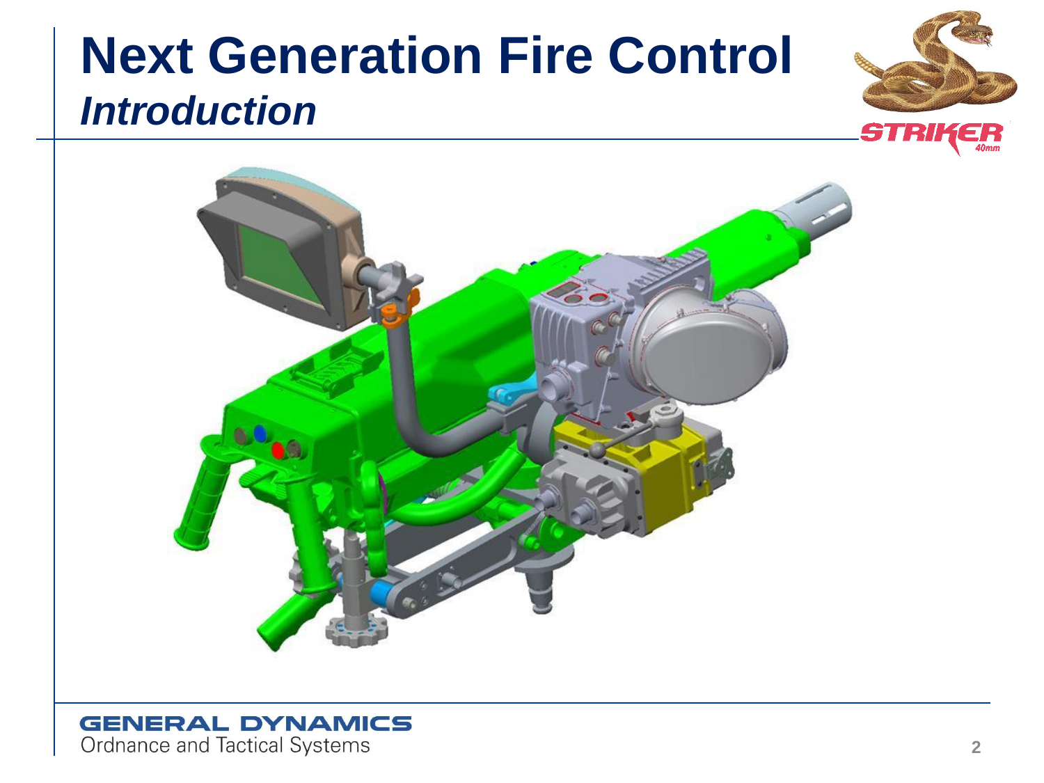# Next Generation Fire Control

## *Introduction*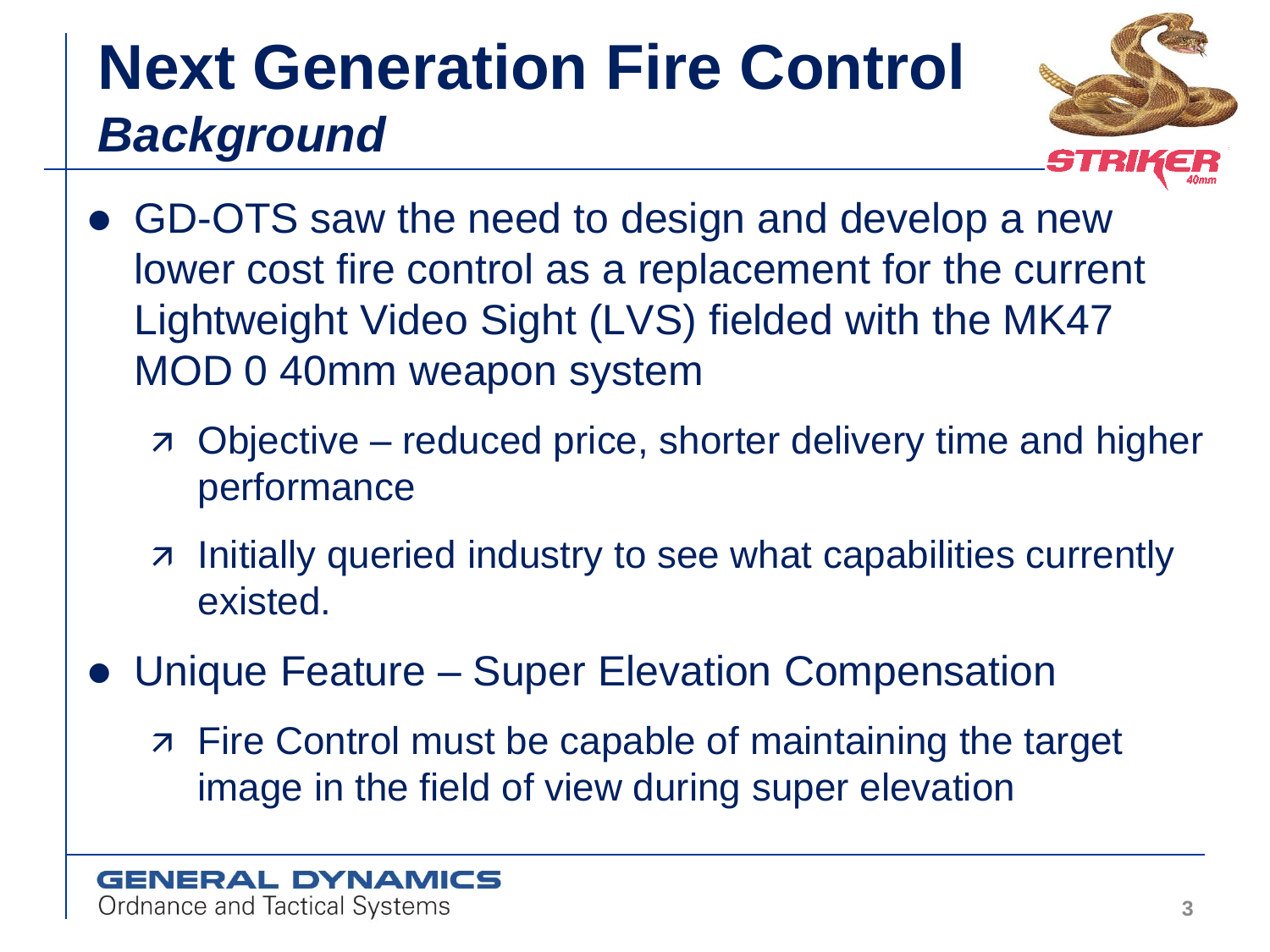# Next Generation Fire Control

## *Background*

- GD-OTS saw the need to design and develop a new lower cost fire control as a replacement for the current Lightweight Video Sight (LVS) fielded with the MK47 MOD 0 40mm weapon system
  - Objective – reduced price, shorter delivery time and higher performance
  - Initially queried industry to see what capabilities currently existed.
- Unique Feature – Super Elevation Compensation
  - Fire Control must be capable of maintaining the target image in the field of view during super elevation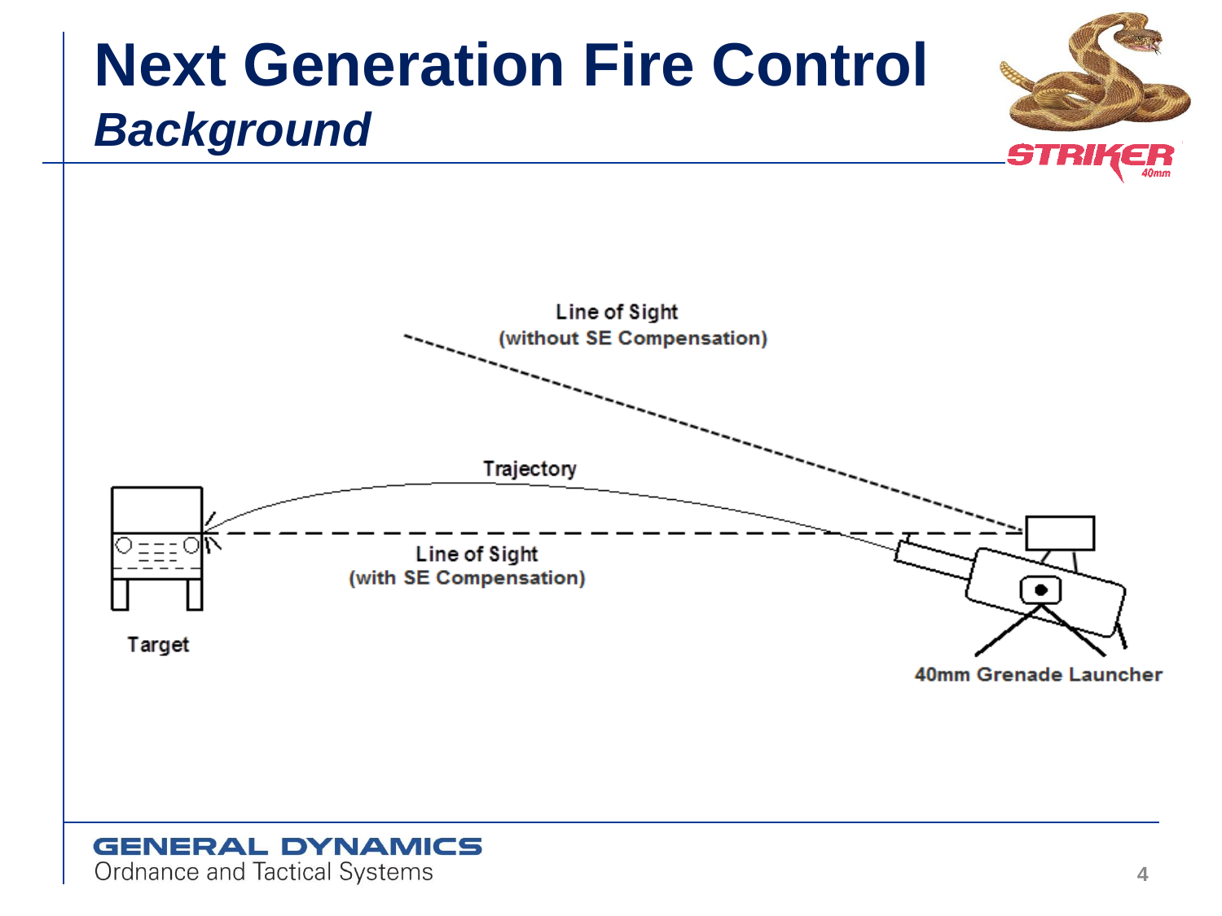# Next Generation Fire Control

## *Background*

Line of Sight
(without SE Compensation)

Trajectory

Line of Sight
(with SE Compensation)

Target

40mm Grenade Launcher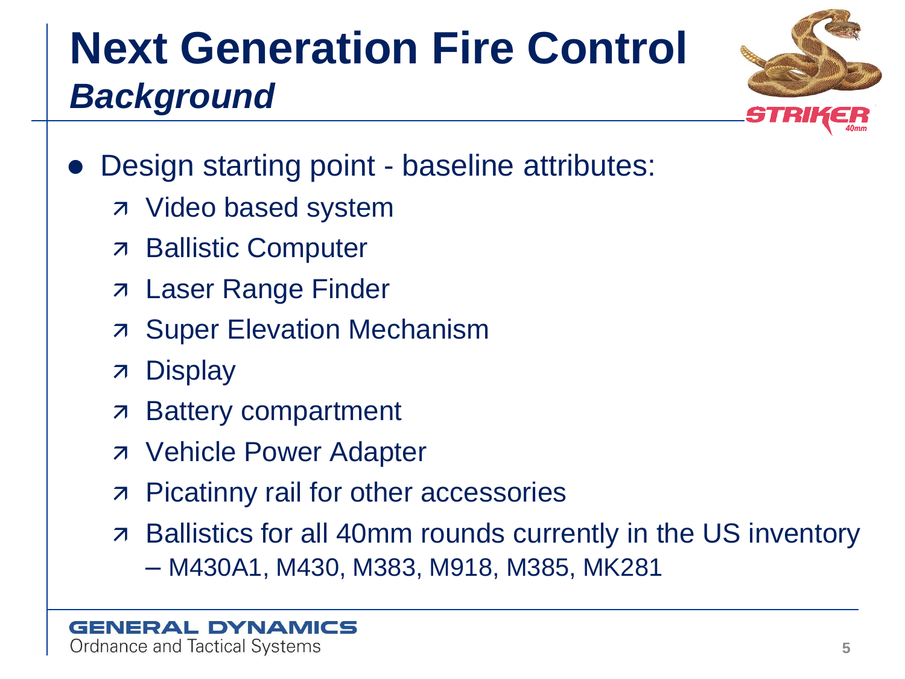# Next Generation Fire Control
## *Background*

- Design starting point - baseline attributes:
  - Video based system
  - Ballistic Computer
  - Laser Range Finder
  - Super Elevation Mechanism
  - Display
  - Battery compartment
  - Vehicle Power Adapter
  - Picatinny rail for other accessories
  - Ballistics for all 40mm rounds currently in the US inventory
    - M430A1, M430, M383, M918, M385, MK281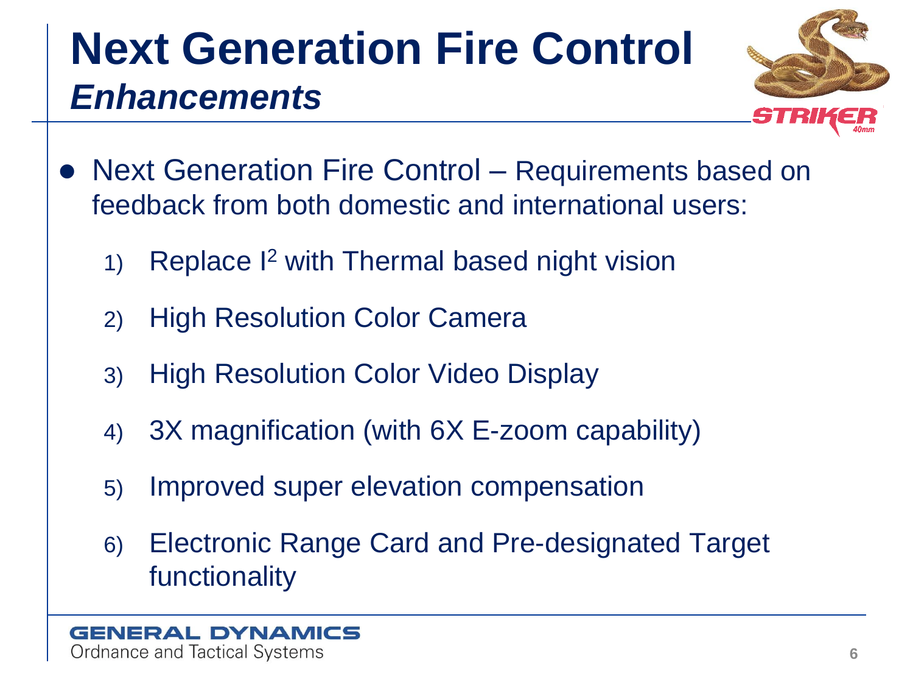# Next Generation Fire Control
## *Enhancements*

- Next Generation Fire Control – Requirements based on feedback from both domestic and international users:
  1) Replace $I^2$ with Thermal based night vision
  2) High Resolution Color Camera
  3) High Resolution Color Video Display
  4) 3X magnification (with 6X E-zoom capability)
  5) Improved super elevation compensation
  6) Electronic Range Card and Pre-designated Target functionality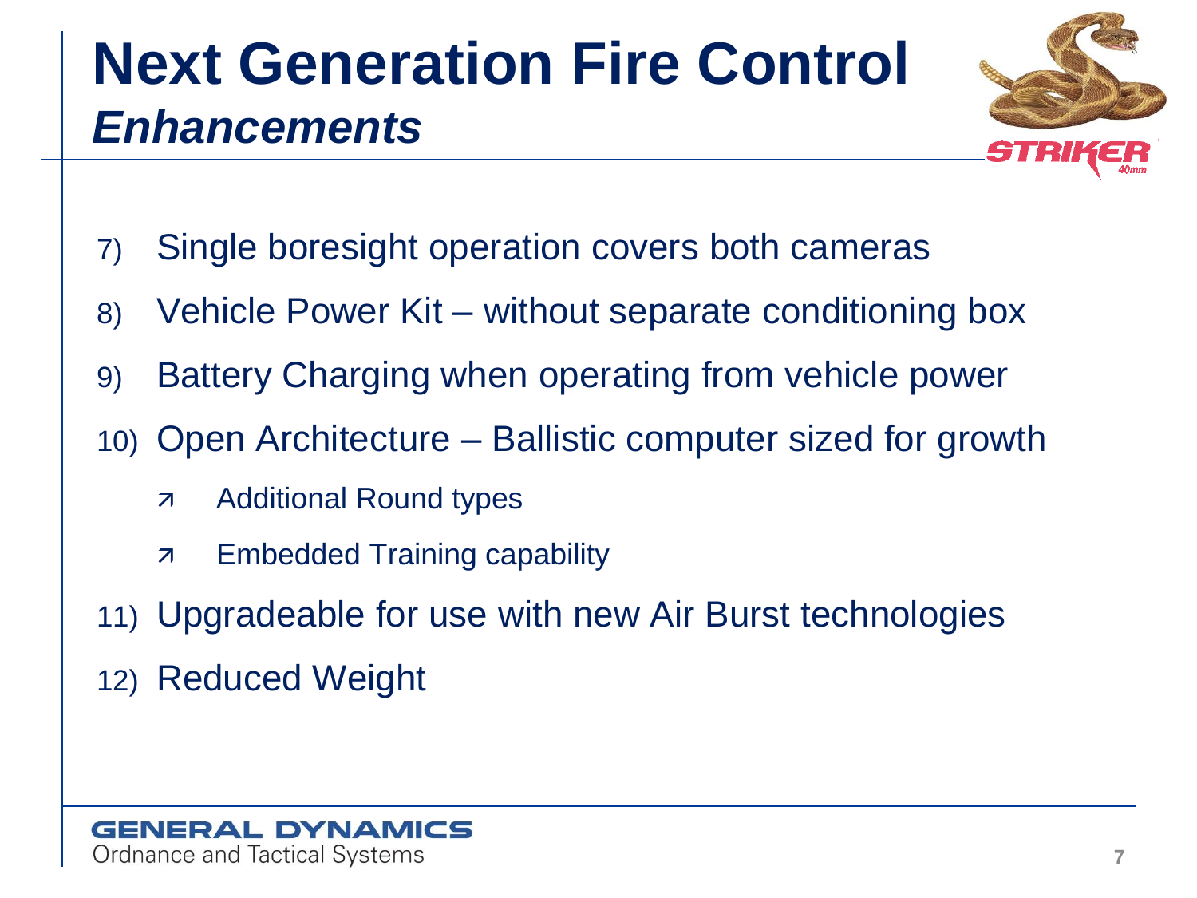# Next Generation Fire Control

## *Enhancements*

7) Single boresight operation covers both cameras
8) Vehicle Power Kit – without separate conditioning box
9) Battery Charging when operating from vehicle power
10) Open Architecture – Ballistic computer sized for growth
    - Additional Round types
    - Embedded Training capability
11) Upgradeable for use with new Air Burst technologies
12) Reduced Weight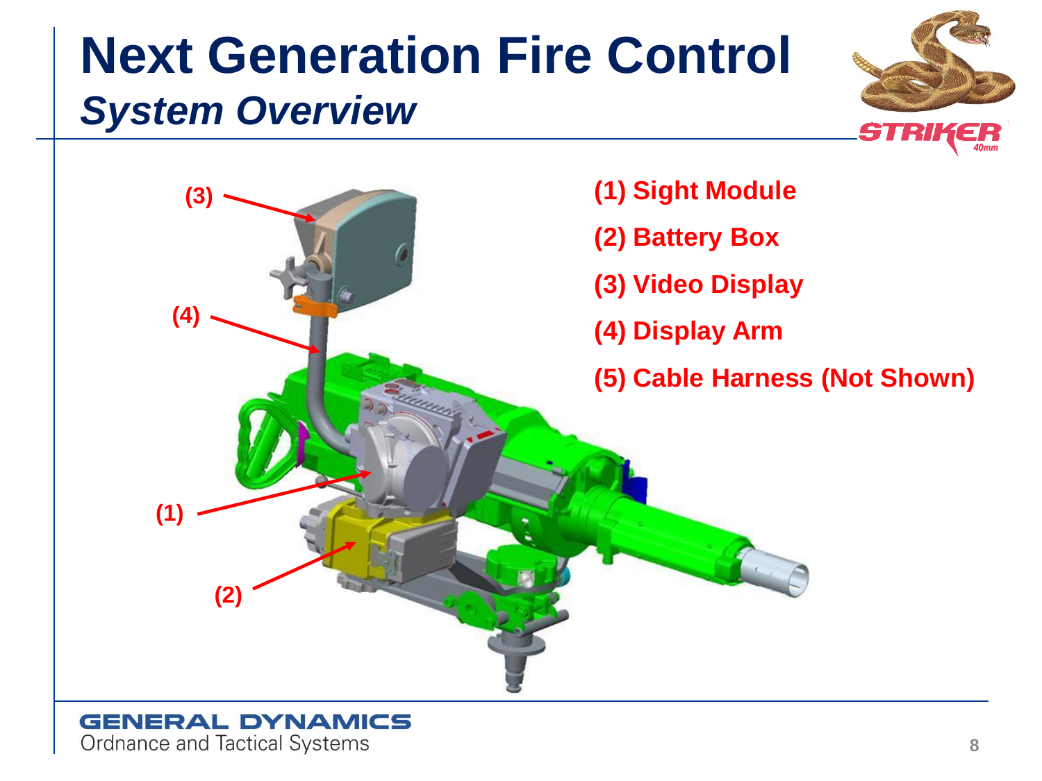# Next Generation Fire Control

## *System Overview*

**(1) Sight Module**

**(2) Battery Box**

**(3) Video Display**

**(4) Display Arm**

**(5) Cable Harness (Not Shown)**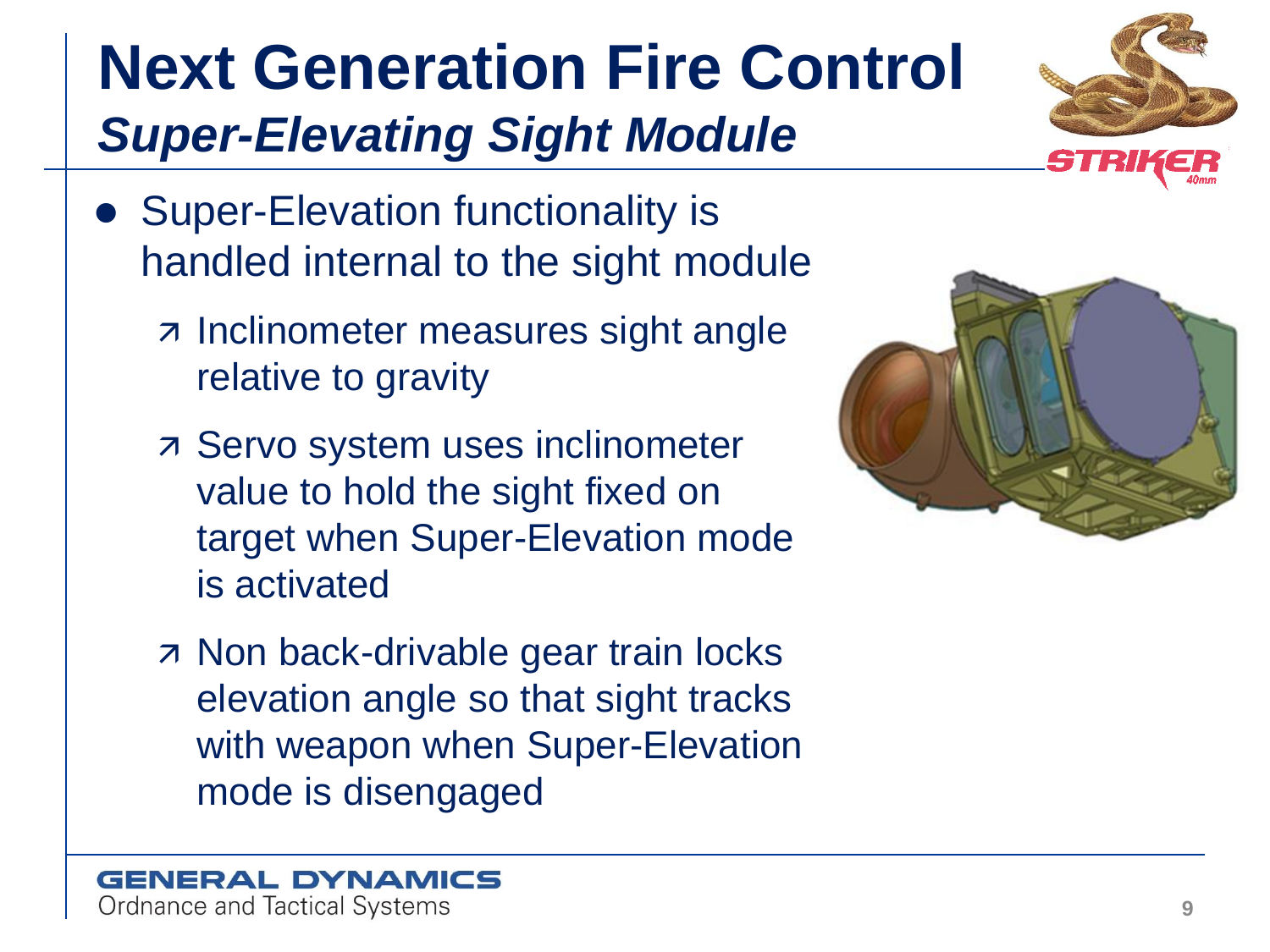# Next Generation Fire Control

## *Super-Elevating Sight Module*

- Super-Elevation functionality is handled internal to the sight module
  - Inclinometer measures sight angle relative to gravity
  - Servo system uses inclinometer value to hold the sight fixed on target when Super-Elevation mode is activated
  - Non back-drivable gear train locks elevation angle so that sight tracks with weapon when Super-Elevation mode is disengaged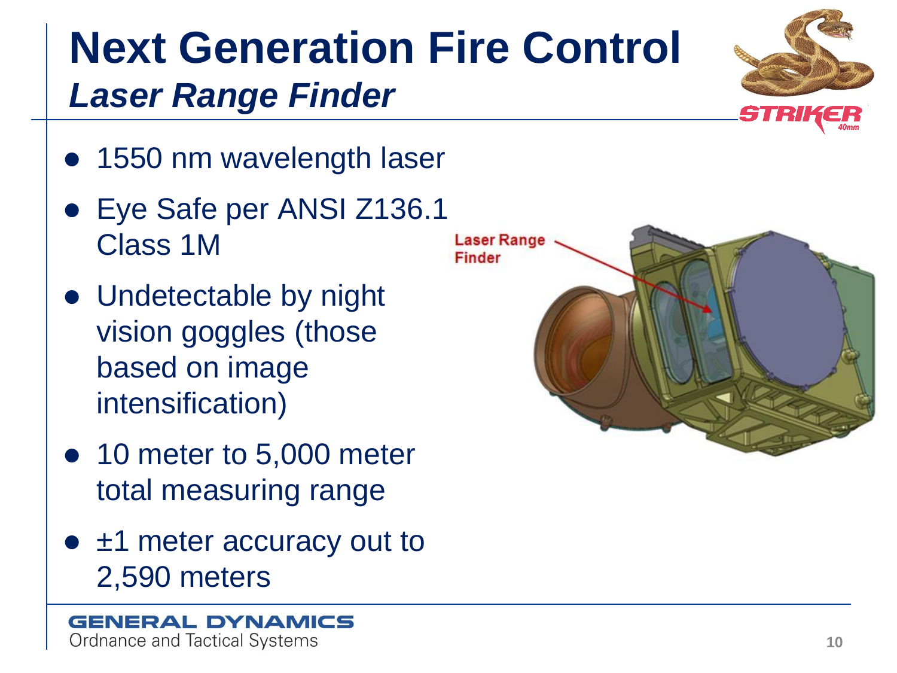# Next Generation Fire Control

## *Laser Range Finder*

- 1550 nm wavelength laser
- Eye Safe per ANSI Z136.1 Class 1M
- Undetectable by night vision goggles (those based on image intensification)
- 10 meter to 5,000 meter total measuring range
- ±1 meter accuracy out to 2,590 meters

Laser Range Finder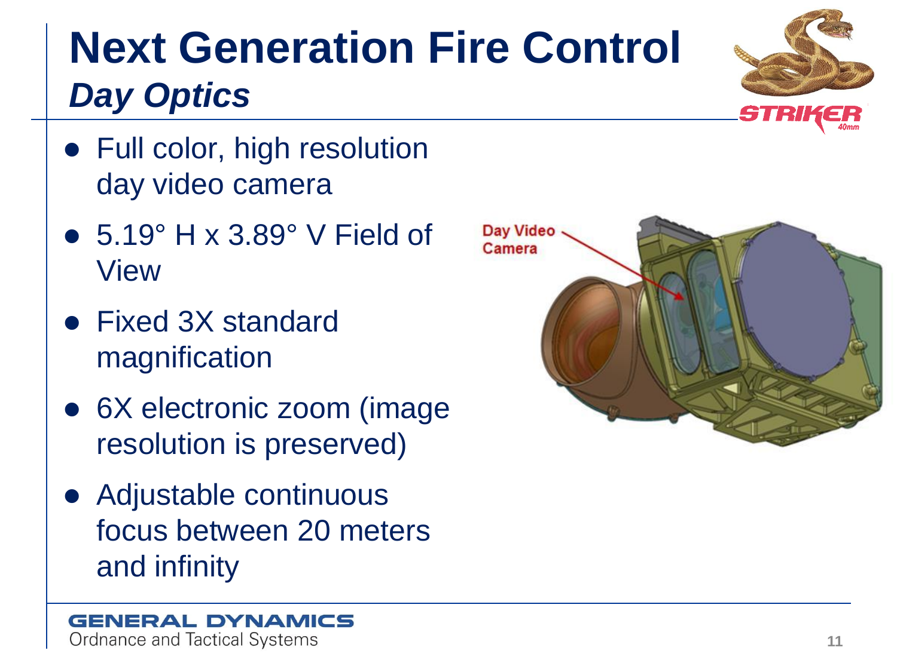# Next Generation Fire Control

## *Day Optics*

- Full color, high resolution day video camera
- 5.19° H x 3.89° V Field of View
- Fixed 3X standard magnification
- 6X electronic zoom (image resolution is preserved)
- Adjustable continuous focus between 20 meters and infinity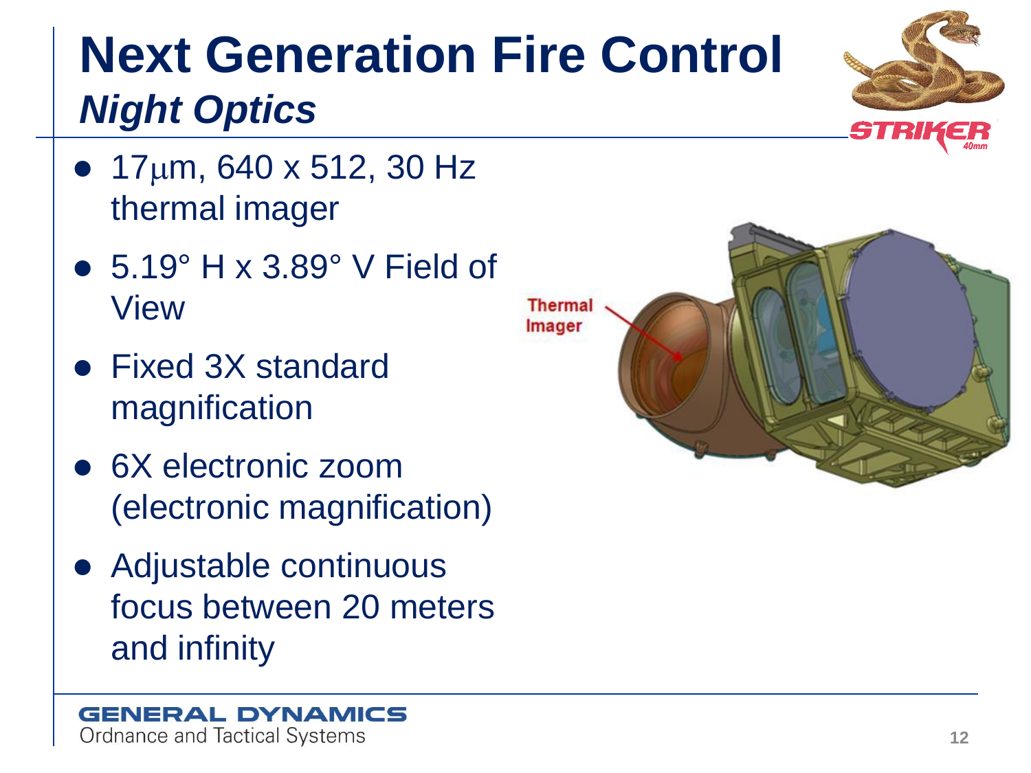# Next Generation Fire Control

## *Night Optics*

- 17μm, 640 x 512, 30 Hz thermal imager
- 5.19° H x 3.89° V Field of View
- Fixed 3X standard magnification
- 6X electronic zoom (electronic magnification)
- Adjustable continuous focus between 20 meters and infinity

Thermal Imager

GENERAL DYNAMICS
Ordnance and Tactical Systems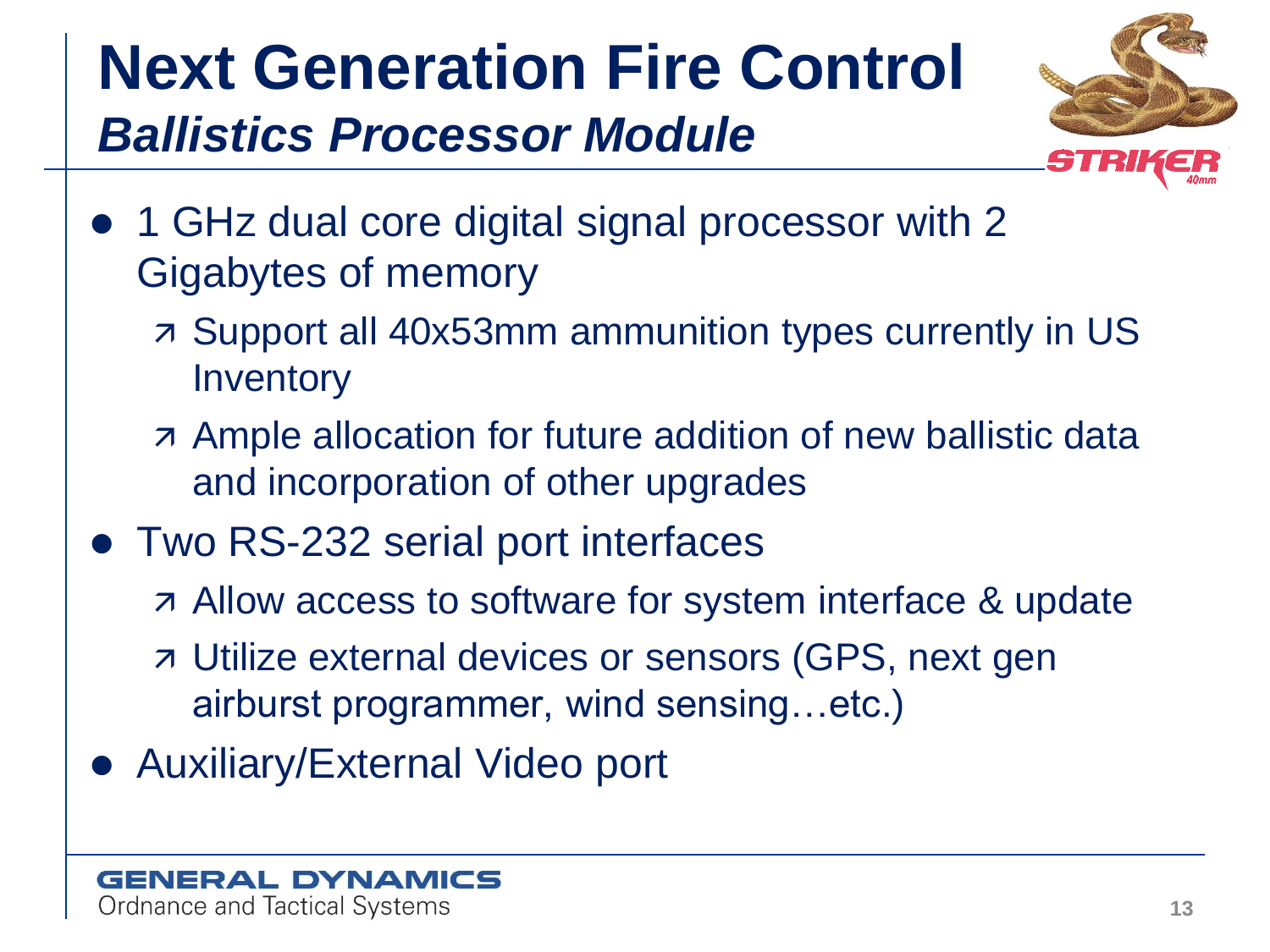# Next Generation Fire Control

## *Ballistics Processor Module*

- 1 GHz dual core digital signal processor with 2 Gigabytes of memory
  - Support all 40x53mm ammunition types currently in US Inventory
  - Ample allocation for future addition of new ballistic data and incorporation of other upgrades
- Two RS-232 serial port interfaces
  - Allow access to software for system interface & update
  - Utilize external devices or sensors (GPS, next gen airburst programmer, wind sensing…etc.)
- Auxiliary/External Video port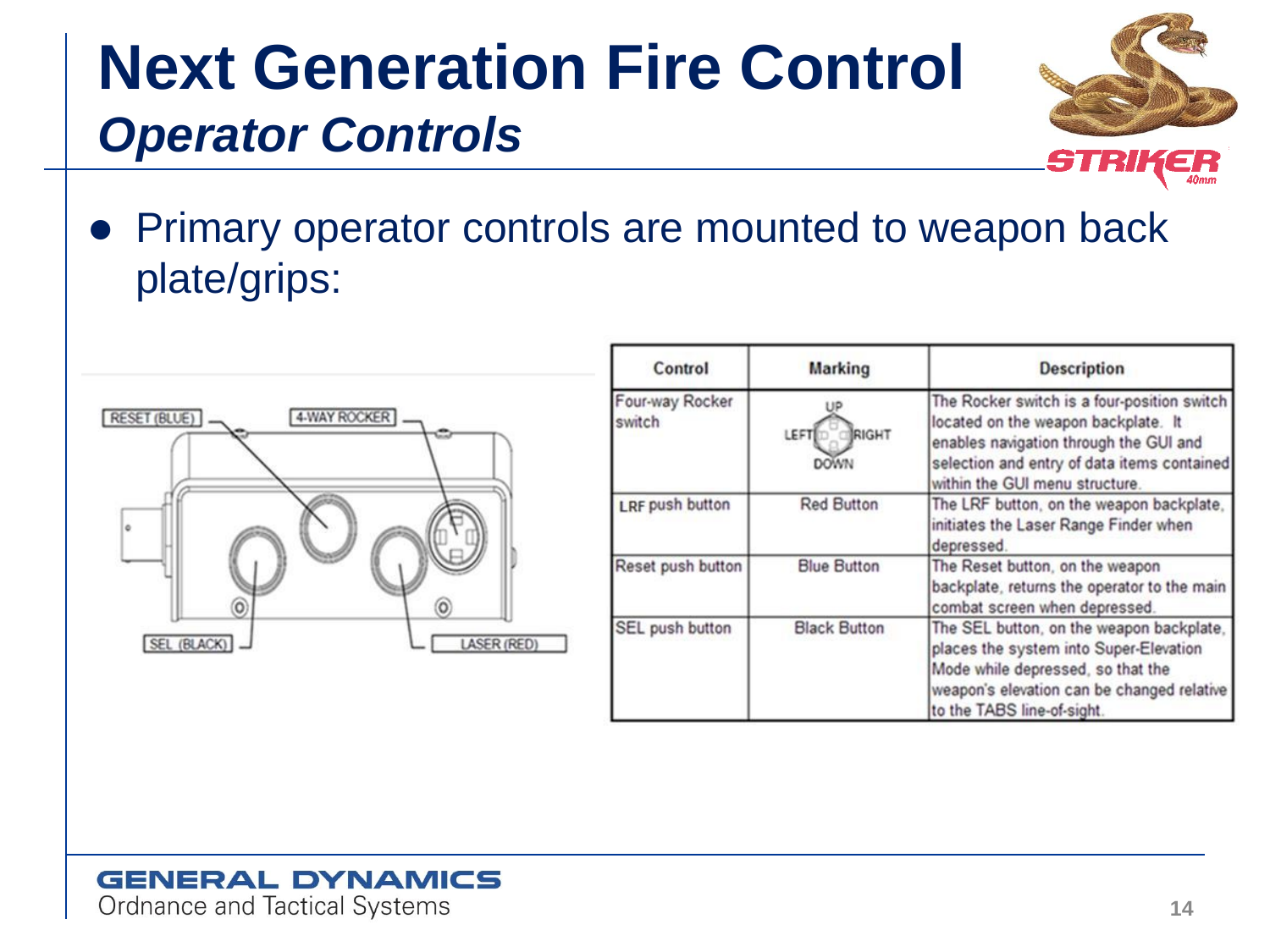# Next Generation Fire Control

## *Operator Controls*

- Primary operator controls are mounted to weapon back plate/grips:

RESET (BLUE) 4-WAY ROCKER SEL (BLACK) LASER (RED)

| Control | Marking | Description |
|---|---|---|
| Four-way Rocker switch | UP LEFT RIGHT DOWN | The Rocker switch is a four-position switch located on the weapon backplate. It enables navigation through the GUI and selection and entry of data items contained within the GUI menu structure. |
| LRF push button | Red Button | The LRF button, on the weapon backplate, initiates the Laser Range Finder when depressed. |
| Reset push button | Blue Button | The Reset button, on the weapon backplate, returns the operator to the main combat screen when depressed. |
| SEL push button | Black Button | The SEL button, on the weapon backplate, places the system into Super-Elevation Mode while depressed, so that the weapon's elevation can be changed relative to the TABS line-of-sight. |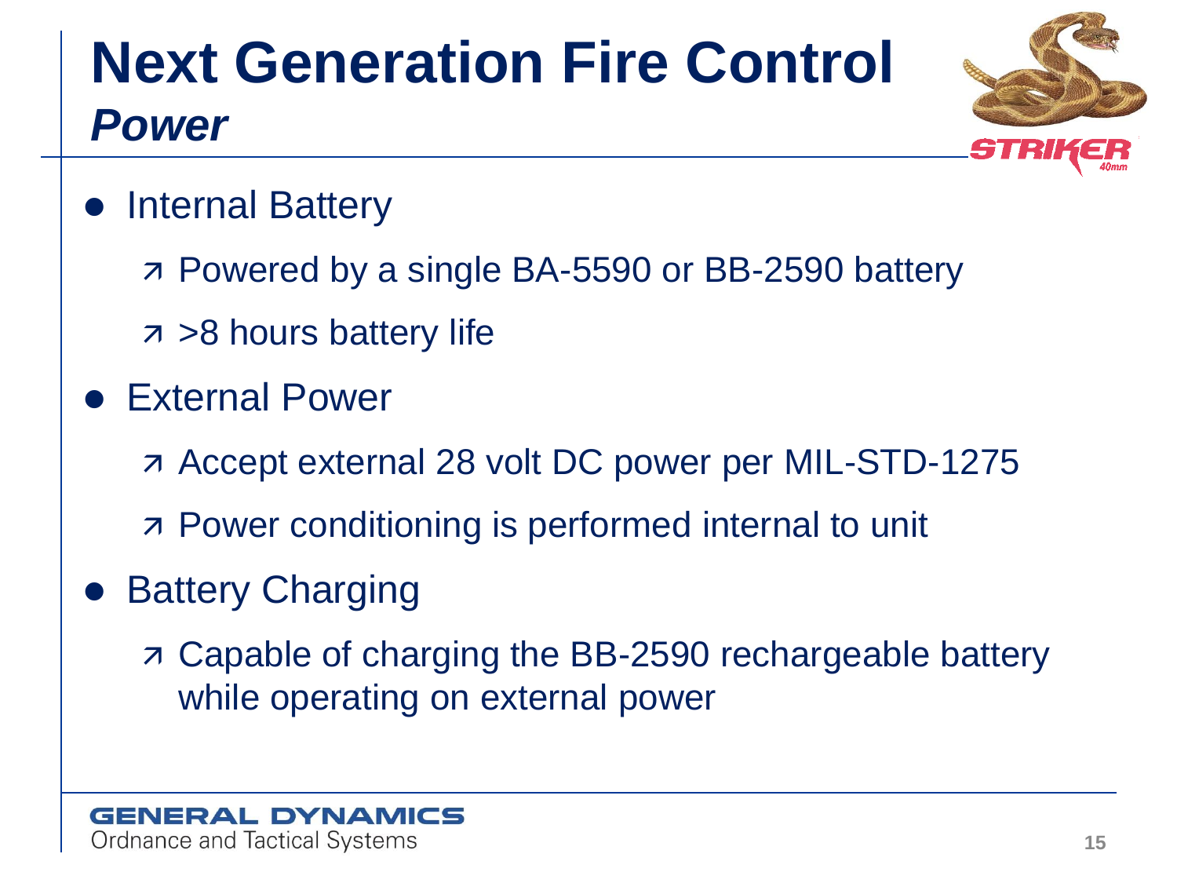# Next Generation Fire Control

## *Power*

- Internal Battery
  - Powered by a single BA-5590 or BB-2590 battery
  - >8 hours battery life
- External Power
  - Accept external 28 volt DC power per MIL-STD-1275
  - Power conditioning is performed internal to unit
- Battery Charging
  - Capable of charging the BB-2590 rechargeable battery while operating on external power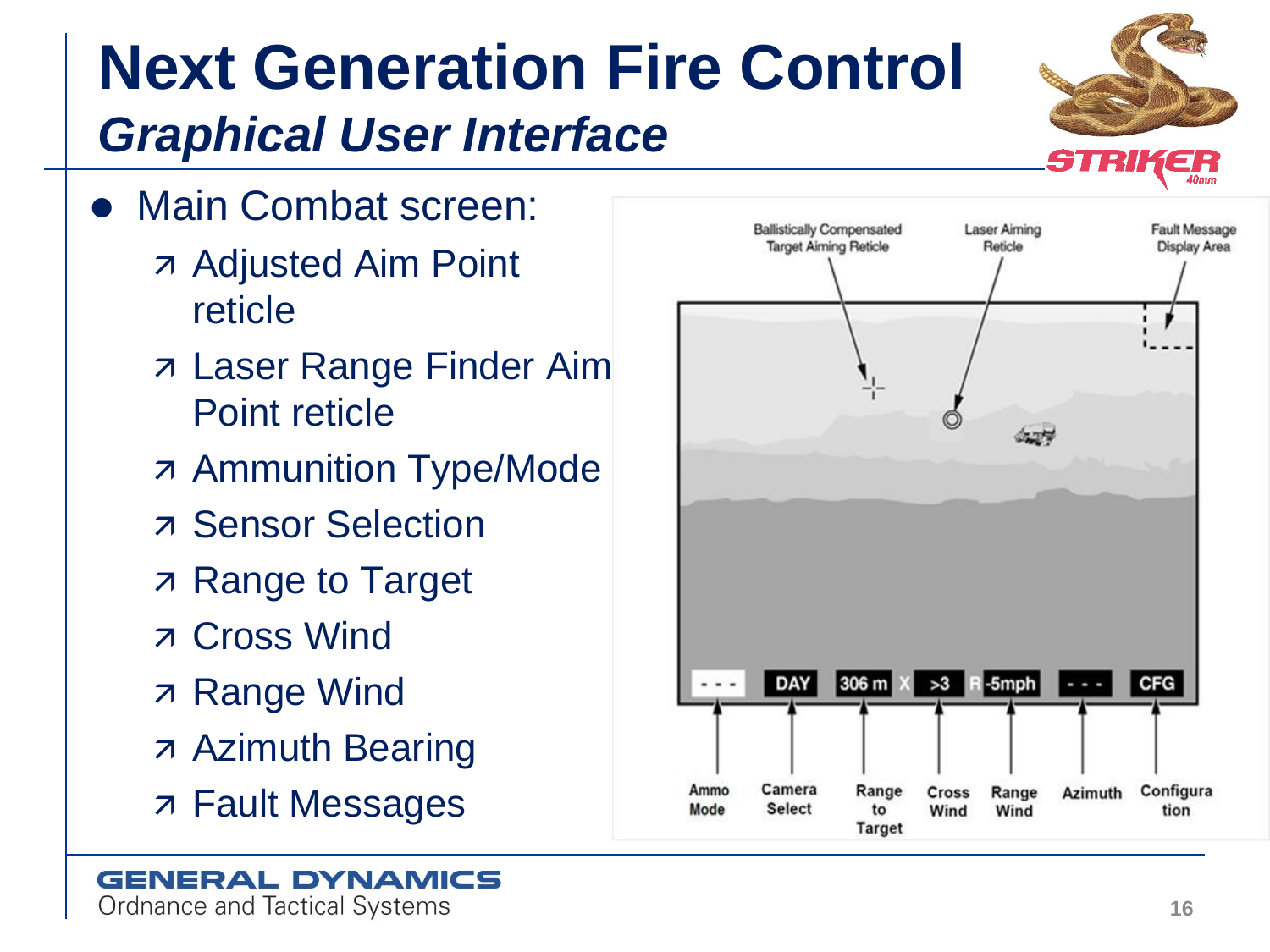# Next Generation Fire Control

## *Graphical User Interface*

- Main Combat screen:
  - Adjusted Aim Point reticle
  - Laser Range Finder Aim Point reticle
  - Ammunition Type/Mode
  - Sensor Selection
  - Range to Target
  - Cross Wind
  - Range Wind
  - Azimuth Bearing
  - Fault Messages

Ballistically Compensated Target Aiming Reticle

Laser Aiming Reticle

Fault Message Display Area

| Ammo Mode | Camera Select | Range to Target | Cross Wind | Range Wind | Azimuth | Configuration |
|---|---|---|---|---|---|---|
| - - - | DAY | 306 m | X >3 | R -5mph | - - - | CFG |

GENERAL DYNAMICS
Ordnance and Tactical Systems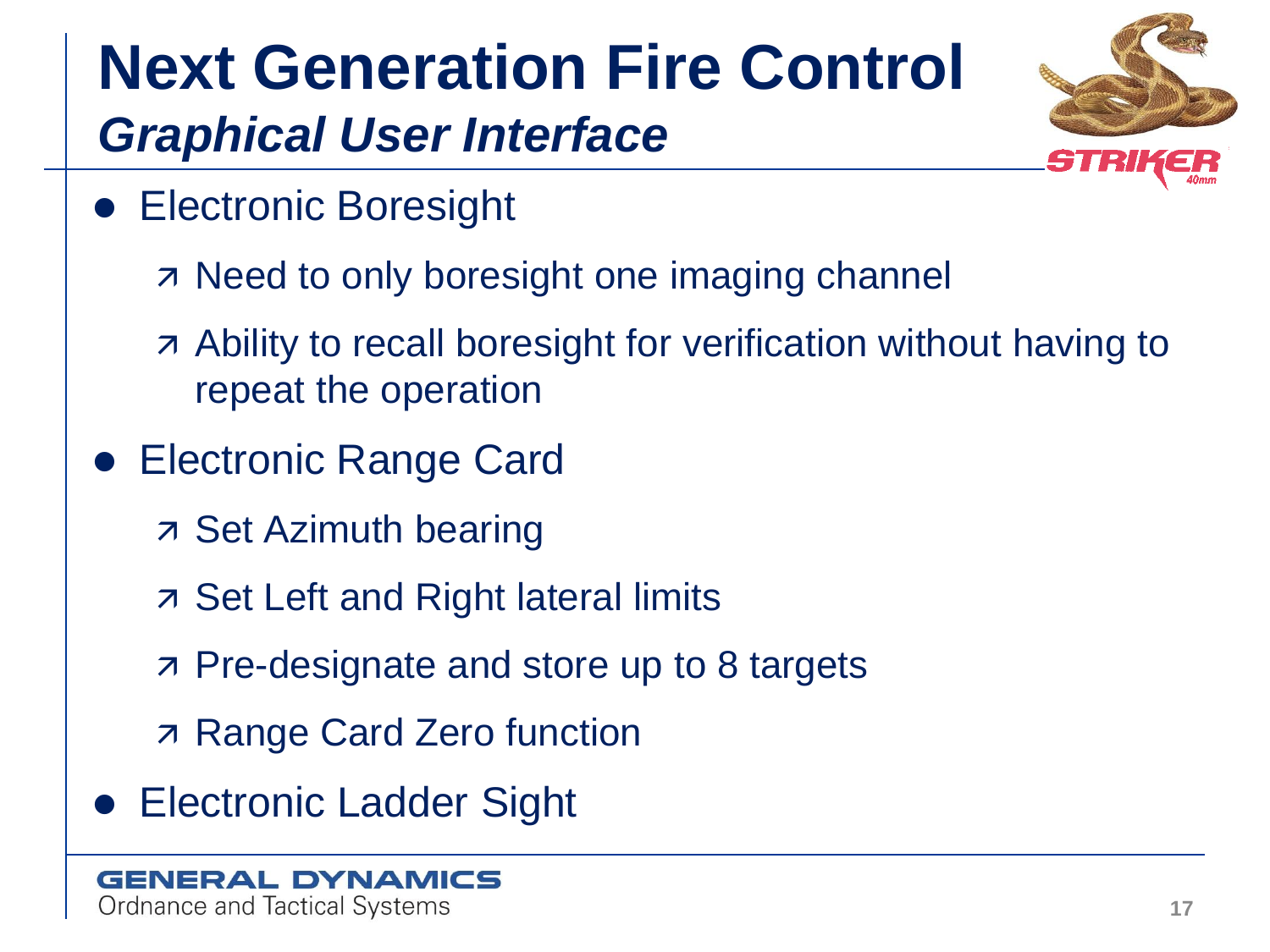# Next Generation Fire Control

## *Graphical User Interface*

- Electronic Boresight
  - Need to only boresight one imaging channel
  - Ability to recall boresight for verification without having to repeat the operation
- Electronic Range Card
  - Set Azimuth bearing
  - Set Left and Right lateral limits
  - Pre-designate and store up to 8 targets
  - Range Card Zero function
- Electronic Ladder Sight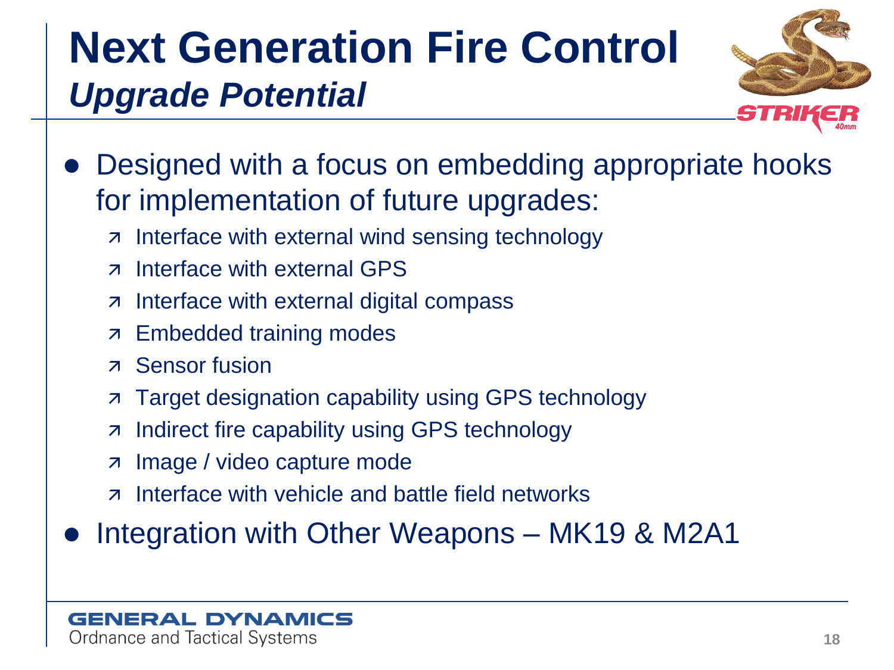# Next Generation Fire Control

## *Upgrade Potential*

- Designed with a focus on embedding appropriate hooks for implementation of future upgrades:
  - Interface with external wind sensing technology
  - Interface with external GPS
  - Interface with external digital compass
  - Embedded training modes
  - Sensor fusion
  - Target designation capability using GPS technology
  - Indirect fire capability using GPS technology
  - Image / video capture mode
  - Interface with vehicle and battle field networks
- Integration with Other Weapons – MK19 & M2A1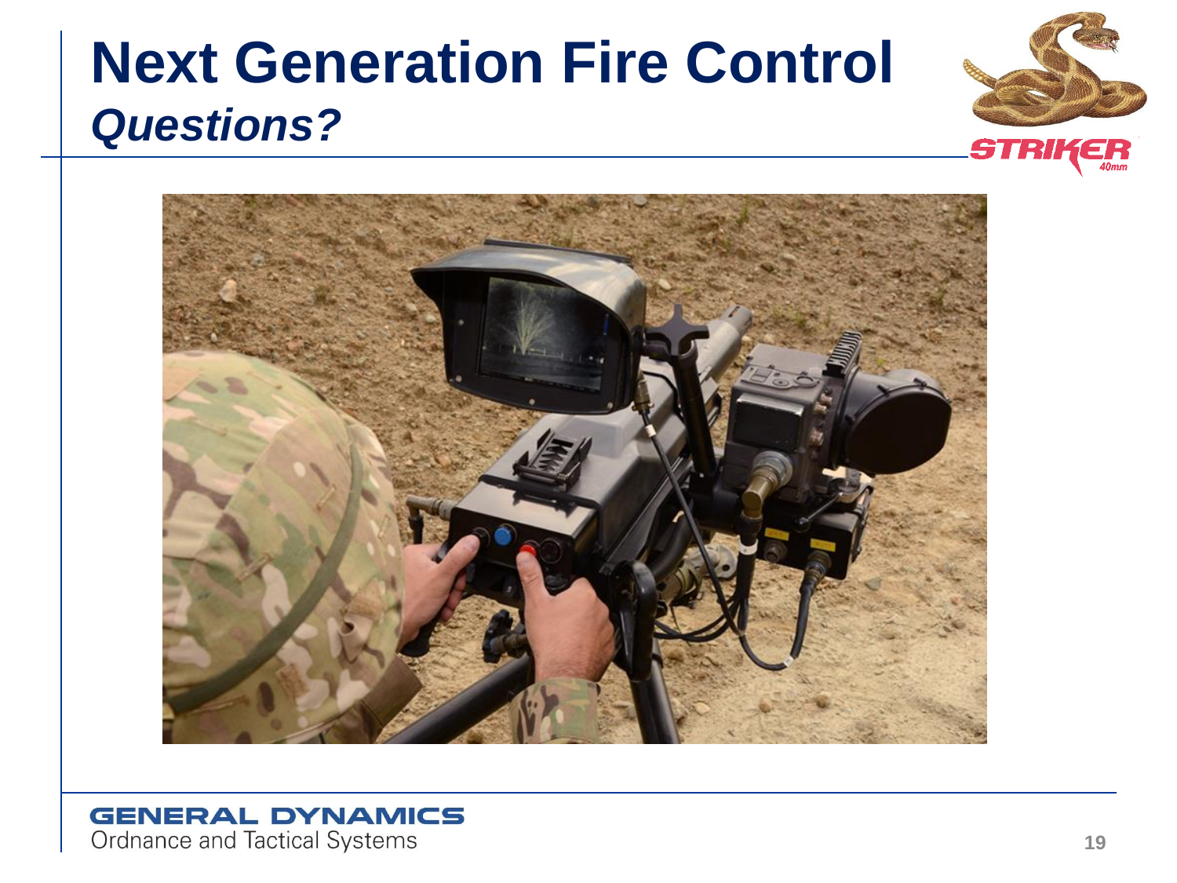# Next Generation Fire Control

## *Questions?*

STRIKER 40mm

GENERAL DYNAMICS
Ordnance and Tactical Systems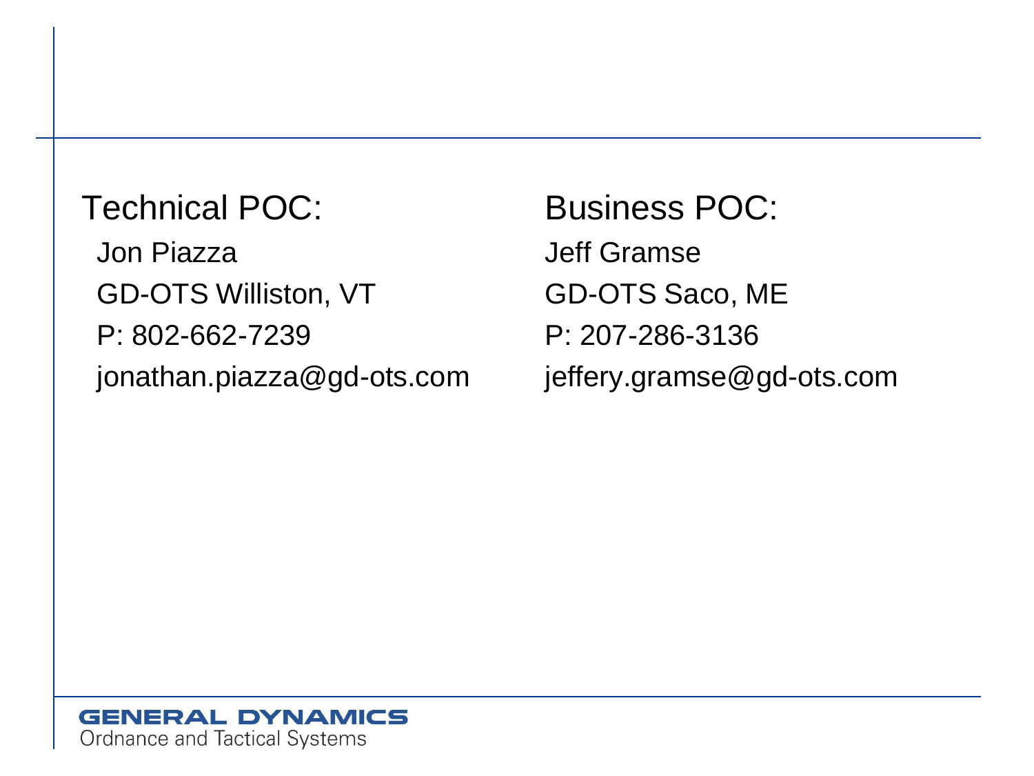**Technical POC:**

Jon Piazza

GD-OTS Williston, VT

P: 802-662-7239

jonathan.piazza@gd-ots.com

**Business POC:**

Jeff Gramse

GD-OTS Saco, ME

P: 207-286-3136

jeffery.gramse@gd-ots.com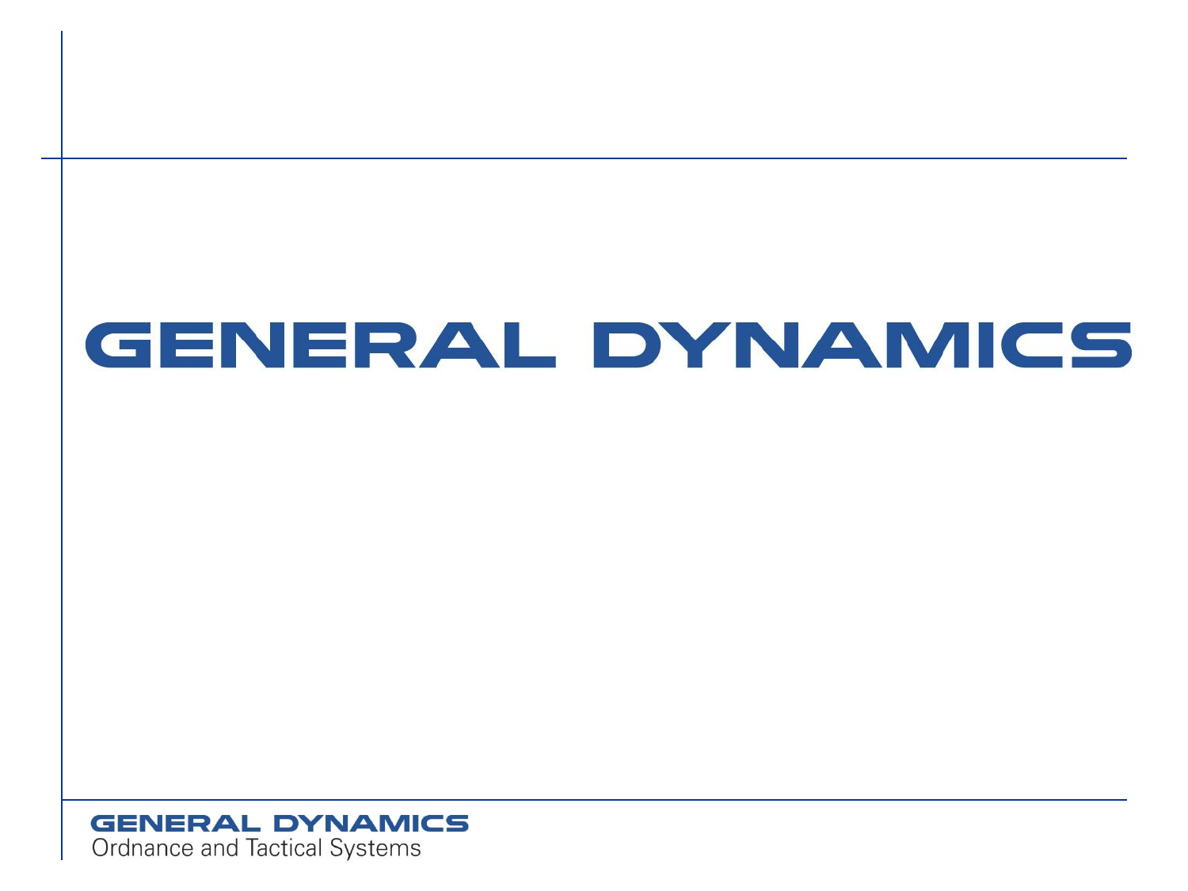# GENERAL DYNAMICS

GENERAL DYNAMICS
Ordnance and Tactical Systems